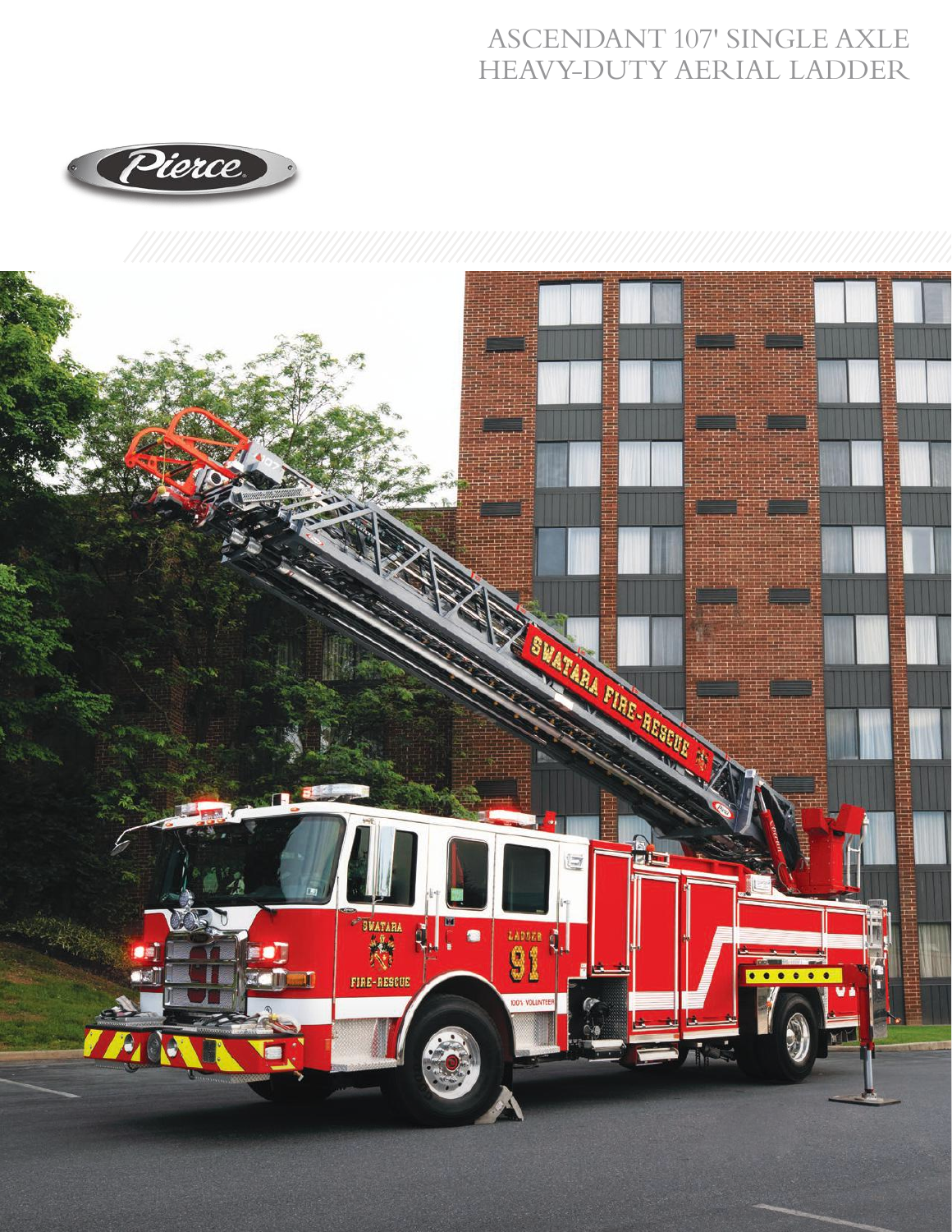# ASCENDANT 107' SINGLE AXLE HEAVY-DUTY AERIAL LADDER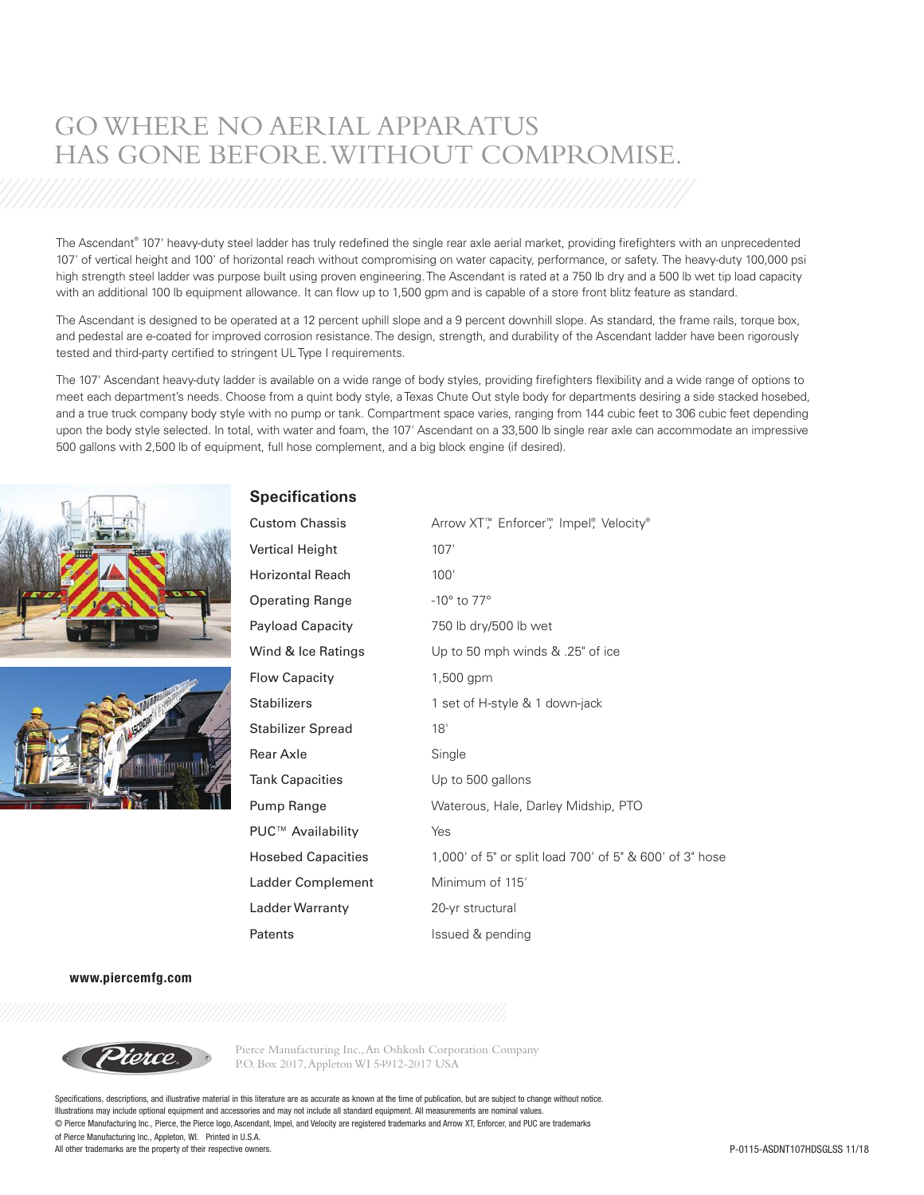# GO WHERE NO AERIAL APPARATUS HAS GONE BEFORE. WITHOUT COMPROMISE.

The Ascendant® 107' heavy-duty steel ladder has truly redefined the single rear axle aerial market, providing firefighters with an unprecedented 107' of vertical height and 100' of horizontal reach without compromising on water capacity, performance, or safety. The heavy-duty 100,000 psi high strength steel ladder was purpose built using proven engineering. The Ascendant is rated at a 750 lb dry and a 500 lb wet tip load capacity with an additional 100 lb equipment allowance. It can flow up to 1,500 gpm and is capable of a store front blitz feature as standard.

The Ascendant is designed to be operated at a 12 percent uphill slope and a 9 percent downhill slope. As standard, the frame rails, torque box, and pedestal are e-coated for improved corrosion resistance. The design, strength, and durability of the Ascendant ladder have been rigorously tested and third-party certified to stringent UL Type I requirements.

The 107' Ascendant heavy-duty ladder is available on a wide range of body styles, providing firefighters flexibility and a wide range of options to meet each department's needs. Choose from a quint body style, a Texas Chute Out style body for departments desiring a side stacked hosebed, and a true truck company body style with no pump or tank. Compartment space varies, ranging from 144 cubic feet to 306 cubic feet depending upon the body style selected. In total, with water and foam, the 107' Ascendant on a 33,500 lb single rear axle can accommodate an impressive 500 gallons with 2,500 lb of equipment, full hose complement, and a big block engine (if desired).

## Specifications

| | |
|---|---|
| Custom Chassis | Arrow XT™, Enforcer™, Impel®, Velocity® |
| Vertical Height | 107' |
| Horizontal Reach | 100' |
| Operating Range | -10° to 77° |
| Payload Capacity | 750 lb dry/500 lb wet |
| Wind & Ice Ratings | Up to 50 mph winds & .25" of ice |
| Flow Capacity | 1,500 gpm |
| Stabilizers | 1 set of H-style & 1 down-jack |
| Stabilizer Spread | 18' |
| Rear Axle | Single |
| Tank Capacities | Up to 500 gallons |
| Pump Range | Waterous, Hale, Darley Midship, PTO |
| PUC™ Availability | Yes |
| Hosebed Capacities | 1,000' of 5" or split load 700' of 5" & 600' of 3" hose |
| Ladder Complement | Minimum of 115' |
| Ladder Warranty | 20-yr structural |
| Patents | Issued & pending |

**www.piercemfg.com**

Pierce Manufacturing Inc., An Oshkosh Corporation Company
P.O. Box 2017, Appleton WI 54912-2017 USA

Specifications, descriptions, and illustrative material in this literature are as accurate as known at the time of publication, but are subject to change without notice. Illustrations may include optional equipment and accessories and may not include all standard equipment. All measurements are nominal values.
© Pierce Manufacturing Inc., Pierce, the Pierce logo, Ascendant, Impel, and Velocity are registered trademarks and Arrow XT, Enforcer, and PUC are trademarks of Pierce Manufacturing Inc., Appleton, WI. Printed in U.S.A.
All other trademarks are the property of their respective owners.

P-0115-ASDNT107HDSGLSS 11/18